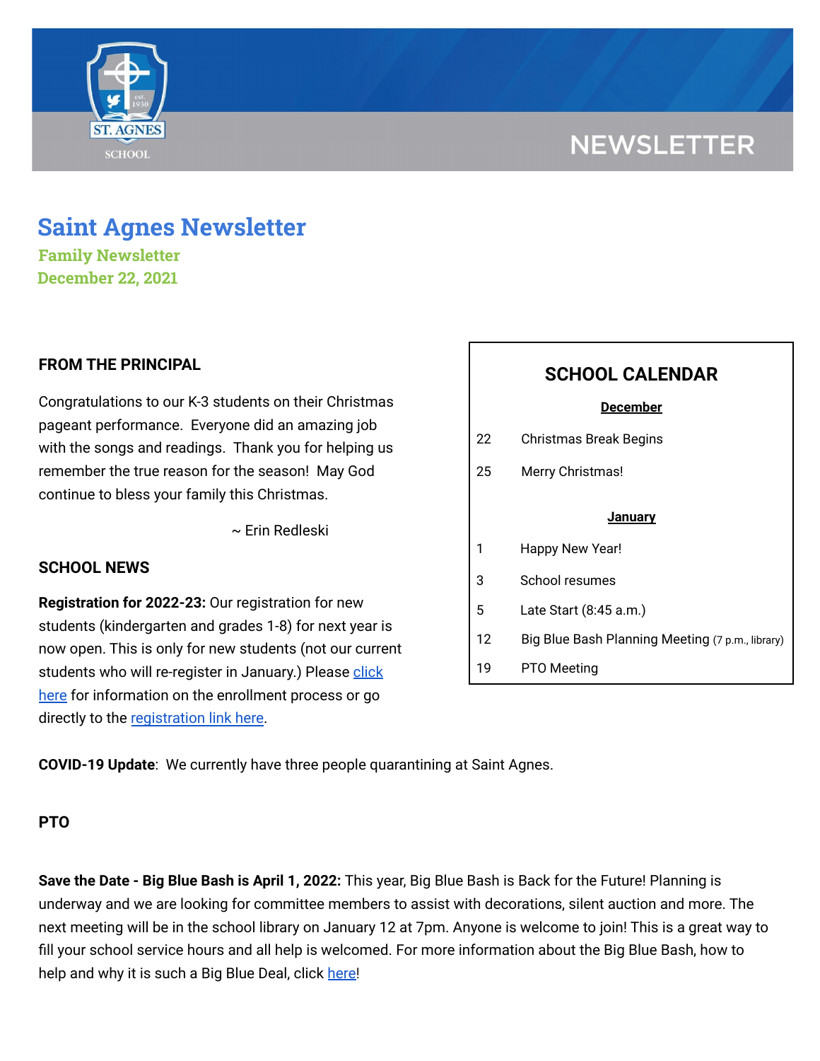NEWSLETTER

# Saint Agnes Newsletter

**Family Newsletter**
**December 22, 2021**

## FROM THE PRINCIPAL

Congratulations to our K-3 students on their Christmas pageant performance. Everyone did an amazing job with the songs and readings. Thank you for helping us remember the true reason for the season! May God continue to bless your family this Christmas.

~ Erin Redleski

## SCHOOL CALENDAR

**December**

| | |
|---|---|
| 22 | Christmas Break Begins |
| 25 | Merry Christmas! |

**January**

| | |
|---|---|
| 1 | Happy New Year! |
| 3 | School resumes |
| 5 | Late Start (8:45 a.m.) |
| 12 | Big Blue Bash Planning Meeting (7 p.m., library) |
| 19 | PTO Meeting |

## SCHOOL NEWS

**Registration for 2022-23:** Our registration for new students (kindergarten and grades 1-8) for next year is now open. This is only for new students (not our current students who will re-register in January.) Please click here for information on the enrollment process or go directly to the registration link here.

**COVID-19 Update**: We currently have three people quarantining at Saint Agnes.

## PTO

**Save the Date - Big Blue Bash is April 1, 2022:** This year, Big Blue Bash is Back for the Future! Planning is underway and we are looking for committee members to assist with decorations, silent auction and more. The next meeting will be in the school library on January 12 at 7pm. Anyone is welcome to join! This is a great way to fill your school service hours and all help is welcomed. For more information about the Big Blue Bash, how to help and why it is such a Big Blue Deal, click here!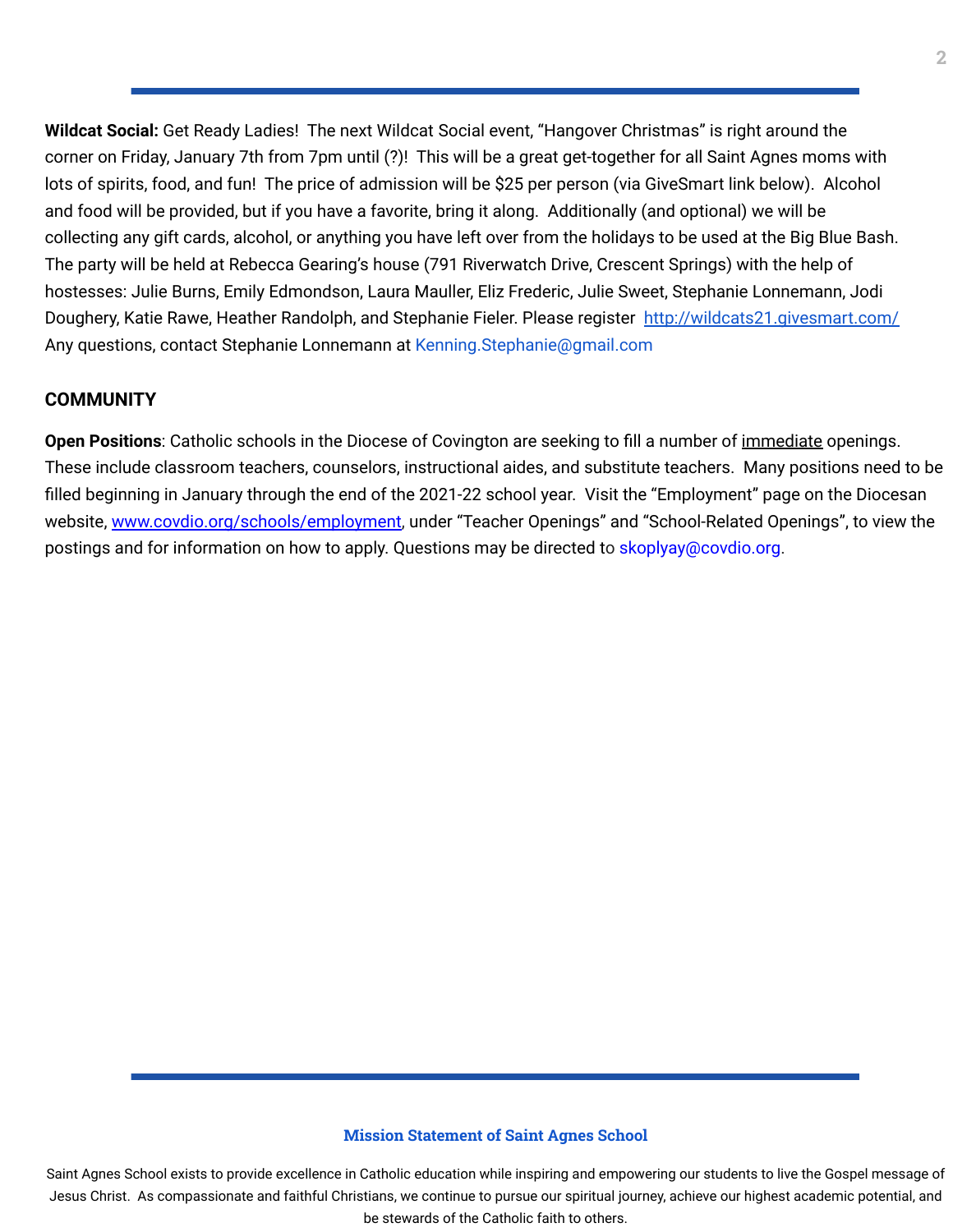**Wildcat Social:** Get Ready Ladies! The next Wildcat Social event, "Hangover Christmas" is right around the corner on Friday, January 7th from 7pm until (?)! This will be a great get-together for all Saint Agnes moms with lots of spirits, food, and fun! The price of admission will be $25 per person (via GiveSmart link below). Alcohol and food will be provided, but if you have a favorite, bring it along. Additionally (and optional) we will be collecting any gift cards, alcohol, or anything you have left over from the holidays to be used at the Big Blue Bash. The party will be held at Rebecca Gearing's house (791 Riverwatch Drive, Crescent Springs) with the help of hostesses: Julie Burns, Emily Edmondson, Laura Mauller, Eliz Frederic, Julie Sweet, Stephanie Lonnemann, Jodi Doughery, Katie Rawe, Heather Randolph, and Stephanie Fieler. Please register http://wildcats21.givesmart.com/ Any questions, contact Stephanie Lonnemann at Kenning.Stephanie@gmail.com

## COMMUNITY

**Open Positions**: Catholic schools in the Diocese of Covington are seeking to fill a number of immediate openings. These include classroom teachers, counselors, instructional aides, and substitute teachers. Many positions need to be filled beginning in January through the end of the 2021-22 school year. Visit the "Employment" page on the Diocesan website, www.covdio.org/schools/employment, under "Teacher Openings" and "School-Related Openings", to view the postings and for information on how to apply. Questions may be directed to skoplyay@covdio.org.

**Mission Statement of Saint Agnes School**

Saint Agnes School exists to provide excellence in Catholic education while inspiring and empowering our students to live the Gospel message of Jesus Christ. As compassionate and faithful Christians, we continue to pursue our spiritual journey, achieve our highest academic potential, and be stewards of the Catholic faith to others.